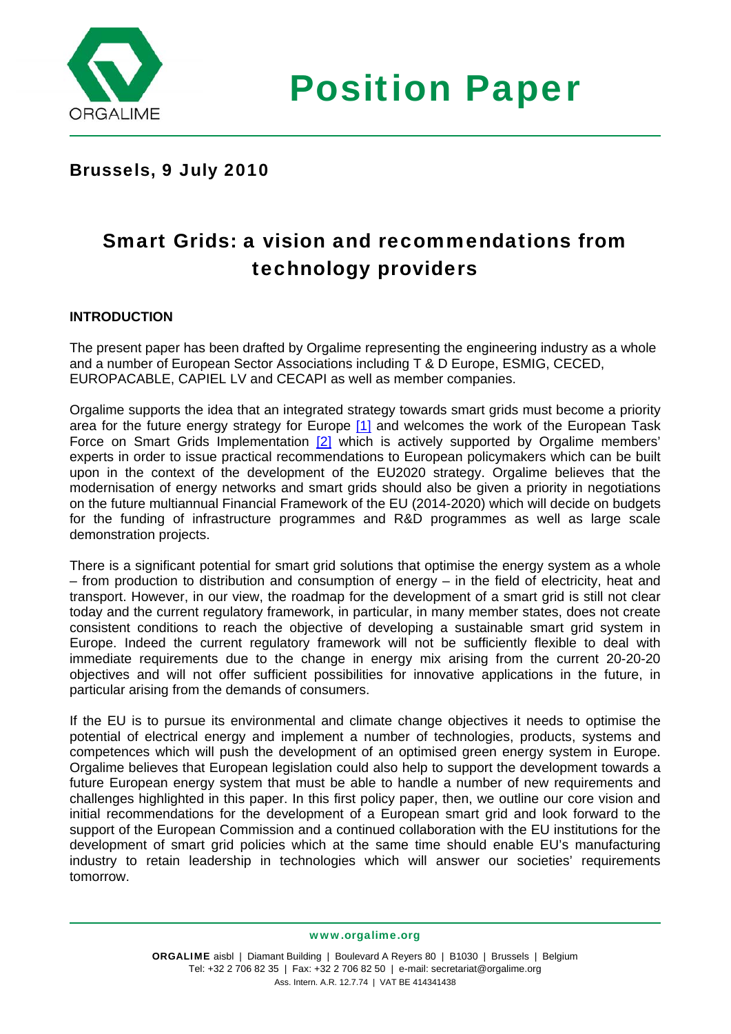# Position Paper

**Brussels, 9 July 2010**

## Smart Grids: a vision and recommendations from technology providers

**INTRODUCTION**

The present paper has been drafted by Orgalime representing the engineering industry as a whole and a number of European Sector Associations including T & D Europe, ESMIG, CECED, EUROPACABLE, CAPIEL LV and CECAPI as well as member companies.

Orgalime supports the idea that an integrated strategy towards smart grids must become a priority area for the future energy strategy for Europe [1] and welcomes the work of the European Task Force on Smart Grids Implementation [2] which is actively supported by Orgalime members' experts in order to issue practical recommendations to European policymakers which can be built upon in the context of the development of the EU2020 strategy. Orgalime believes that the modernisation of energy networks and smart grids should also be given a priority in negotiations on the future multiannual Financial Framework of the EU (2014-2020) which will decide on budgets for the funding of infrastructure programmes and R&D programmes as well as large scale demonstration projects.

There is a significant potential for smart grid solutions that optimise the energy system as a whole – from production to distribution and consumption of energy – in the field of electricity, heat and transport. However, in our view, the roadmap for the development of a smart grid is still not clear today and the current regulatory framework, in particular, in many member states, does not create consistent conditions to reach the objective of developing a sustainable smart grid system in Europe. Indeed the current regulatory framework will not be sufficiently flexible to deal with immediate requirements due to the change in energy mix arising from the current 20-20-20 objectives and will not offer sufficient possibilities for innovative applications in the future, in particular arising from the demands of consumers.

If the EU is to pursue its environmental and climate change objectives it needs to optimise the potential of electrical energy and implement a number of technologies, products, systems and competences which will push the development of an optimised green energy system in Europe. Orgalime believes that European legislation could also help to support the development towards a future European energy system that must be able to handle a number of new requirements and challenges highlighted in this paper. In this first policy paper, then, we outline our core vision and initial recommendations for the development of a European smart grid and look forward to the support of the European Commission and a continued collaboration with the EU institutions for the development of smart grid policies which at the same time should enable EU's manufacturing industry to retain leadership in technologies which will answer our societies' requirements tomorrow.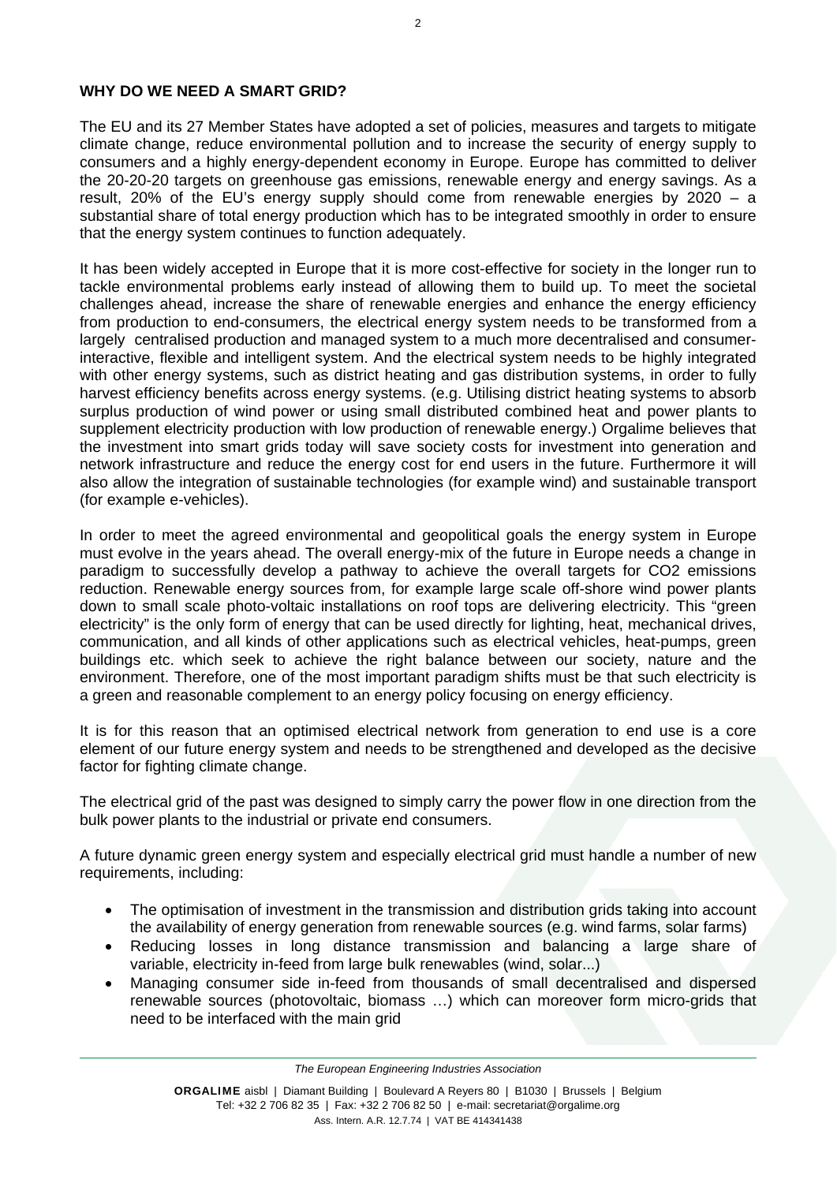**WHY DO WE NEED A SMART GRID?**

The EU and its 27 Member States have adopted a set of policies, measures and targets to mitigate climate change, reduce environmental pollution and to increase the security of energy supply to consumers and a highly energy-dependent economy in Europe. Europe has committed to deliver the 20-20-20 targets on greenhouse gas emissions, renewable energy and energy savings. As a result, 20% of the EU's energy supply should come from renewable energies by 2020 – a substantial share of total energy production which has to be integrated smoothly in order to ensure that the energy system continues to function adequately.

It has been widely accepted in Europe that it is more cost-effective for society in the longer run to tackle environmental problems early instead of allowing them to build up. To meet the societal challenges ahead, increase the share of renewable energies and enhance the energy efficiency from production to end-consumers, the electrical energy system needs to be transformed from a largely centralised production and managed system to a much more decentralised and consumer-interactive, flexible and intelligent system. And the electrical system needs to be highly integrated with other energy systems, such as district heating and gas distribution systems, in order to fully harvest efficiency benefits across energy systems. (e.g. Utilising district heating systems to absorb surplus production of wind power or using small distributed combined heat and power plants to supplement electricity production with low production of renewable energy.) Orgalime believes that the investment into smart grids today will save society costs for investment into generation and network infrastructure and reduce the energy cost for end users in the future. Furthermore it will also allow the integration of sustainable technologies (for example wind) and sustainable transport (for example e-vehicles).

In order to meet the agreed environmental and geopolitical goals the energy system in Europe must evolve in the years ahead. The overall energy-mix of the future in Europe needs a change in paradigm to successfully develop a pathway to achieve the overall targets for CO2 emissions reduction. Renewable energy sources from, for example large scale off-shore wind power plants down to small scale photo-voltaic installations on roof tops are delivering electricity. This "green electricity" is the only form of energy that can be used directly for lighting, heat, mechanical drives, communication, and all kinds of other applications such as electrical vehicles, heat-pumps, green buildings etc. which seek to achieve the right balance between our society, nature and the environment. Therefore, one of the most important paradigm shifts must be that such electricity is a green and reasonable complement to an energy policy focusing on energy efficiency.

It is for this reason that an optimised electrical network from generation to end use is a core element of our future energy system and needs to be strengthened and developed as the decisive factor for fighting climate change.

The electrical grid of the past was designed to simply carry the power flow in one direction from the bulk power plants to the industrial or private end consumers.

A future dynamic green energy system and especially electrical grid must handle a number of new requirements, including:

- The optimisation of investment in the transmission and distribution grids taking into account the availability of energy generation from renewable sources (e.g. wind farms, solar farms)
- Reducing losses in long distance transmission and balancing a large share of variable, electricity in-feed from large bulk renewables (wind, solar...)
- Managing consumer side in-feed from thousands of small decentralised and dispersed renewable sources (photovoltaic, biomass …) which can moreover form micro-grids that need to be interfaced with the main grid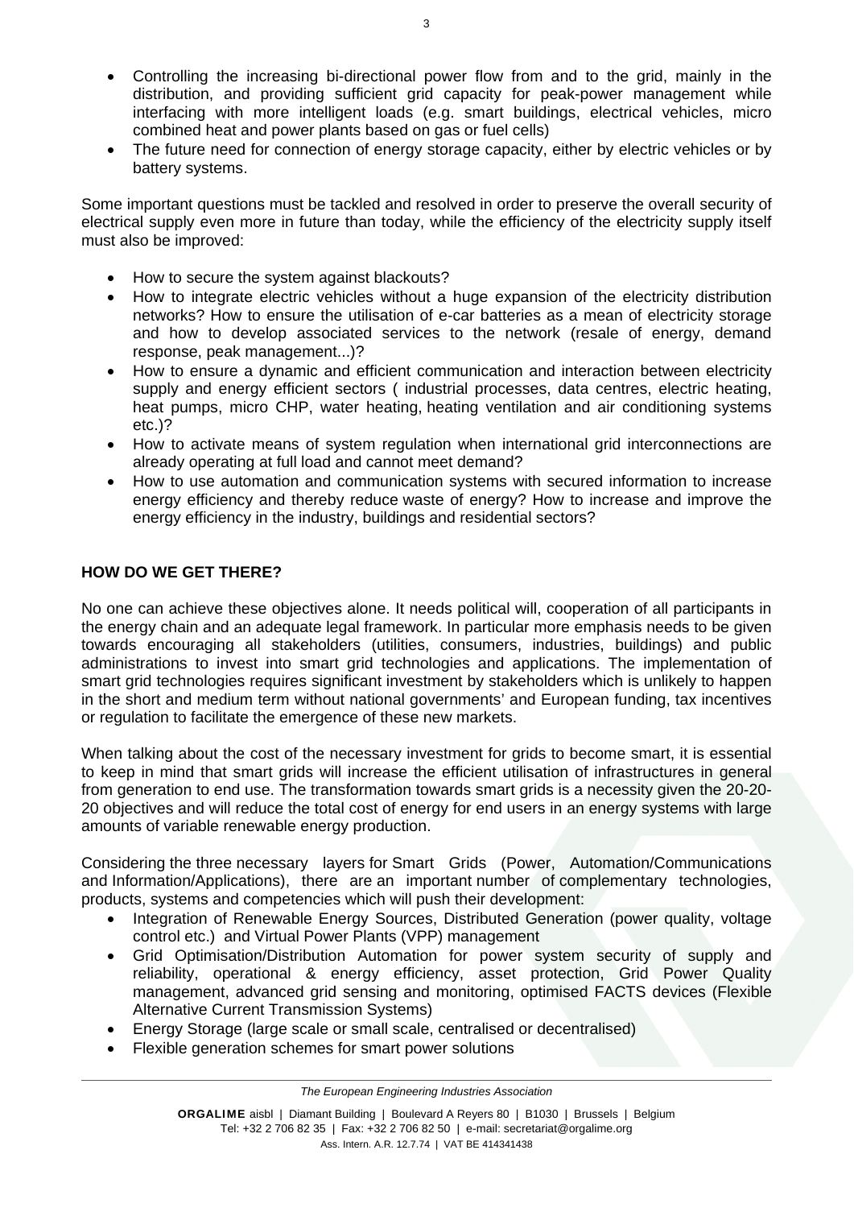- Controlling the increasing bi-directional power flow from and to the grid, mainly in the distribution, and providing sufficient grid capacity for peak-power management while interfacing with more intelligent loads (e.g. smart buildings, electrical vehicles, micro combined heat and power plants based on gas or fuel cells)
- The future need for connection of energy storage capacity, either by electric vehicles or by battery systems.

Some important questions must be tackled and resolved in order to preserve the overall security of electrical supply even more in future than today, while the efficiency of the electricity supply itself must also be improved:

- How to secure the system against blackouts?
- How to integrate electric vehicles without a huge expansion of the electricity distribution networks? How to ensure the utilisation of e-car batteries as a mean of electricity storage and how to develop associated services to the network (resale of energy, demand response, peak management...)?
- How to ensure a dynamic and efficient communication and interaction between electricity supply and energy efficient sectors ( industrial processes, data centres, electric heating, heat pumps, micro CHP, water heating, heating ventilation and air conditioning systems etc.)?
- How to activate means of system regulation when international grid interconnections are already operating at full load and cannot meet demand?
- How to use automation and communication systems with secured information to increase energy efficiency and thereby reduce waste of energy? How to increase and improve the energy efficiency in the industry, buildings and residential sectors?

**HOW DO WE GET THERE?**

No one can achieve these objectives alone. It needs political will, cooperation of all participants in the energy chain and an adequate legal framework. In particular more emphasis needs to be given towards encouraging all stakeholders (utilities, consumers, industries, buildings) and public administrations to invest into smart grid technologies and applications. The implementation of smart grid technologies requires significant investment by stakeholders which is unlikely to happen in the short and medium term without national governments' and European funding, tax incentives or regulation to facilitate the emergence of these new markets.

When talking about the cost of the necessary investment for grids to become smart, it is essential to keep in mind that smart grids will increase the efficient utilisation of infrastructures in general from generation to end use. The transformation towards smart grids is a necessity given the 20-20-20 objectives and will reduce the total cost of energy for end users in an energy systems with large amounts of variable renewable energy production.

Considering the three necessary layers for Smart Grids (Power, Automation/Communications and Information/Applications), there are an important number of complementary technologies, products, systems and competencies which will push their development:

- Integration of Renewable Energy Sources, Distributed Generation (power quality, voltage control etc.) and Virtual Power Plants (VPP) management
- Grid Optimisation/Distribution Automation for power system security of supply and reliability, operational & energy efficiency, asset protection, Grid Power Quality management, advanced grid sensing and monitoring, optimised FACTS devices (Flexible Alternative Current Transmission Systems)
- Energy Storage (large scale or small scale, centralised or decentralised)
- Flexible generation schemes for smart power solutions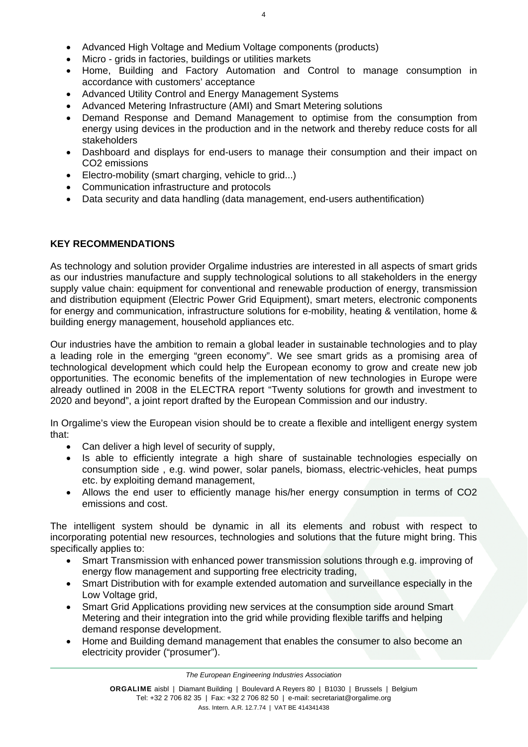- Advanced High Voltage and Medium Voltage components (products)
- Micro - grids in factories, buildings or utilities markets
- Home, Building and Factory Automation and Control to manage consumption in accordance with customers' acceptance
- Advanced Utility Control and Energy Management Systems
- Advanced Metering Infrastructure (AMI) and Smart Metering solutions
- Demand Response and Demand Management to optimise from the consumption from energy using devices in the production and in the network and thereby reduce costs for all stakeholders
- Dashboard and displays for end-users to manage their consumption and their impact on CO2 emissions
- Electro-mobility (smart charging, vehicle to grid...)
- Communication infrastructure and protocols
- Data security and data handling (data management, end-users authentification)

## KEY RECOMMENDATIONS

As technology and solution provider Orgalime industries are interested in all aspects of smart grids as our industries manufacture and supply technological solutions to all stakeholders in the energy supply value chain: equipment for conventional and renewable production of energy, transmission and distribution equipment (Electric Power Grid Equipment), smart meters, electronic components for energy and communication, infrastructure solutions for e-mobility, heating & ventilation, home & building energy management, household appliances etc.

Our industries have the ambition to remain a global leader in sustainable technologies and to play a leading role in the emerging "green economy". We see smart grids as a promising area of technological development which could help the European economy to grow and create new job opportunities. The economic benefits of the implementation of new technologies in Europe were already outlined in 2008 in the ELECTRA report "Twenty solutions for growth and investment to 2020 and beyond", a joint report drafted by the European Commission and our industry.

In Orgalime's view the European vision should be to create a flexible and intelligent energy system that:

- Can deliver a high level of security of supply,
- Is able to efficiently integrate a high share of sustainable technologies especially on consumption side , e.g. wind power, solar panels, biomass, electric-vehicles, heat pumps etc. by exploiting demand management,
- Allows the end user to efficiently manage his/her energy consumption in terms of CO2 emissions and cost.

The intelligent system should be dynamic in all its elements and robust with respect to incorporating potential new resources, technologies and solutions that the future might bring. This specifically applies to:

- Smart Transmission with enhanced power transmission solutions through e.g. improving of energy flow management and supporting free electricity trading,
- Smart Distribution with for example extended automation and surveillance especially in the Low Voltage grid,
- Smart Grid Applications providing new services at the consumption side around Smart Metering and their integration into the grid while providing flexible tariffs and helping demand response development.
- Home and Building demand management that enables the consumer to also become an electricity provider ("prosumer").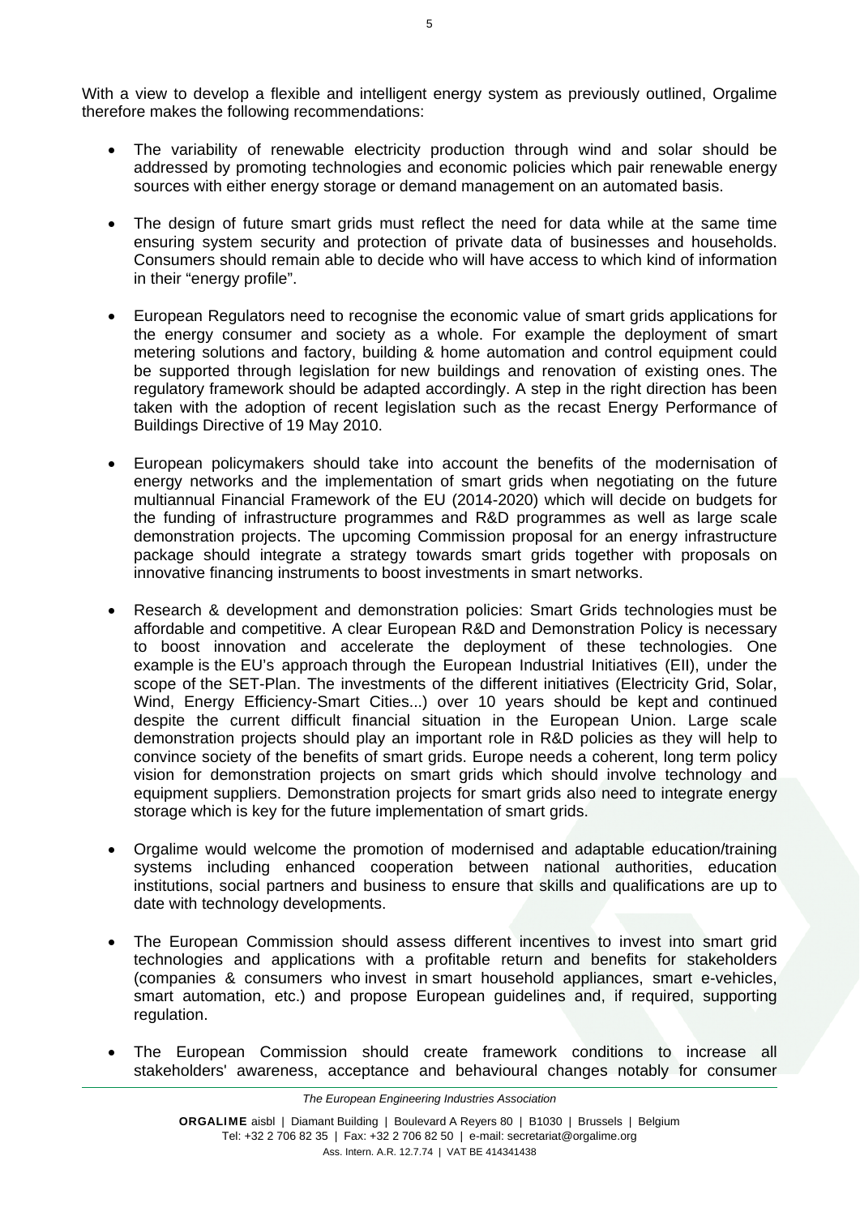With a view to develop a flexible and intelligent energy system as previously outlined, Orgalime therefore makes the following recommendations:

- The variability of renewable electricity production through wind and solar should be addressed by promoting technologies and economic policies which pair renewable energy sources with either energy storage or demand management on an automated basis.

- The design of future smart grids must reflect the need for data while at the same time ensuring system security and protection of private data of businesses and households. Consumers should remain able to decide who will have access to which kind of information in their "energy profile".

- European Regulators need to recognise the economic value of smart grids applications for the energy consumer and society as a whole. For example the deployment of smart metering solutions and factory, building & home automation and control equipment could be supported through legislation for new buildings and renovation of existing ones. The regulatory framework should be adapted accordingly. A step in the right direction has been taken with the adoption of recent legislation such as the recast Energy Performance of Buildings Directive of 19 May 2010.

- European policymakers should take into account the benefits of the modernisation of energy networks and the implementation of smart grids when negotiating on the future multiannual Financial Framework of the EU (2014-2020) which will decide on budgets for the funding of infrastructure programmes and R&D programmes as well as large scale demonstration projects. The upcoming Commission proposal for an energy infrastructure package should integrate a strategy towards smart grids together with proposals on innovative financing instruments to boost investments in smart networks.

- Research & development and demonstration policies: Smart Grids technologies must be affordable and competitive. A clear European R&D and Demonstration Policy is necessary to boost innovation and accelerate the deployment of these technologies. One example is the EU's approach through the European Industrial Initiatives (EII), under the scope of the SET-Plan. The investments of the different initiatives (Electricity Grid, Solar, Wind, Energy Efficiency-Smart Cities...) over 10 years should be kept and continued despite the current difficult financial situation in the European Union. Large scale demonstration projects should play an important role in R&D policies as they will help to convince society of the benefits of smart grids. Europe needs a coherent, long term policy vision for demonstration projects on smart grids which should involve technology and equipment suppliers. Demonstration projects for smart grids also need to integrate energy storage which is key for the future implementation of smart grids.

- Orgalime would welcome the promotion of modernised and adaptable education/training systems including enhanced cooperation between national authorities, education institutions, social partners and business to ensure that skills and qualifications are up to date with technology developments.

- The European Commission should assess different incentives to invest into smart grid technologies and applications with a profitable return and benefits for stakeholders (companies & consumers who invest in smart household appliances, smart e-vehicles, smart automation, etc.) and propose European guidelines and, if required, supporting regulation.

- The European Commission should create framework conditions to increase all stakeholders' awareness, acceptance and behavioural changes notably for consumer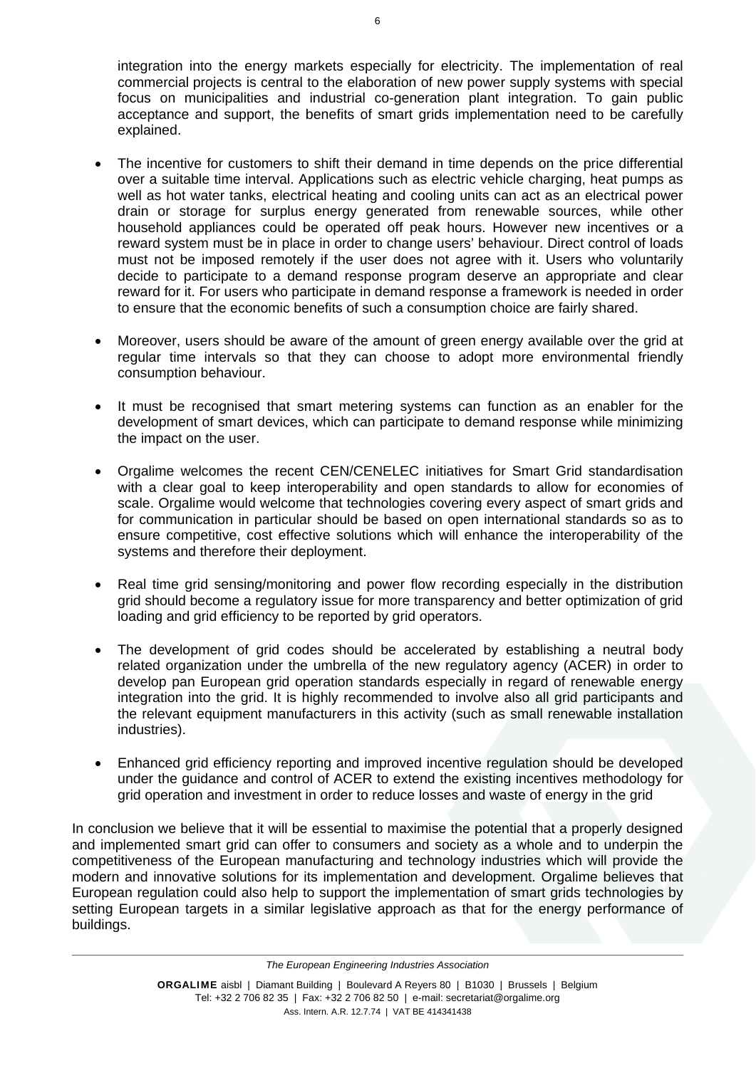integration into the energy markets especially for electricity. The implementation of real commercial projects is central to the elaboration of new power supply systems with special focus on municipalities and industrial co-generation plant integration. To gain public acceptance and support, the benefits of smart grids implementation need to be carefully explained.

- The incentive for customers to shift their demand in time depends on the price differential over a suitable time interval. Applications such as electric vehicle charging, heat pumps as well as hot water tanks, electrical heating and cooling units can act as an electrical power drain or storage for surplus energy generated from renewable sources, while other household appliances could be operated off peak hours. However new incentives or a reward system must be in place in order to change users' behaviour. Direct control of loads must not be imposed remotely if the user does not agree with it. Users who voluntarily decide to participate to a demand response program deserve an appropriate and clear reward for it. For users who participate in demand response a framework is needed in order to ensure that the economic benefits of such a consumption choice are fairly shared.

- Moreover, users should be aware of the amount of green energy available over the grid at regular time intervals so that they can choose to adopt more environmental friendly consumption behaviour.

- It must be recognised that smart metering systems can function as an enabler for the development of smart devices, which can participate to demand response while minimizing the impact on the user.

- Orgalime welcomes the recent CEN/CENELEC initiatives for Smart Grid standardisation with a clear goal to keep interoperability and open standards to allow for economies of scale. Orgalime would welcome that technologies covering every aspect of smart grids and for communication in particular should be based on open international standards so as to ensure competitive, cost effective solutions which will enhance the interoperability of the systems and therefore their deployment.

- Real time grid sensing/monitoring and power flow recording especially in the distribution grid should become a regulatory issue for more transparency and better optimization of grid loading and grid efficiency to be reported by grid operators.

- The development of grid codes should be accelerated by establishing a neutral body related organization under the umbrella of the new regulatory agency (ACER) in order to develop pan European grid operation standards especially in regard of renewable energy integration into the grid. It is highly recommended to involve also all grid participants and the relevant equipment manufacturers in this activity (such as small renewable installation industries).

- Enhanced grid efficiency reporting and improved incentive regulation should be developed under the guidance and control of ACER to extend the existing incentives methodology for grid operation and investment in order to reduce losses and waste of energy in the grid

In conclusion we believe that it will be essential to maximise the potential that a properly designed and implemented smart grid can offer to consumers and society as a whole and to underpin the competitiveness of the European manufacturing and technology industries which will provide the modern and innovative solutions for its implementation and development. Orgalime believes that European regulation could also help to support the implementation of smart grids technologies by setting European targets in a similar legislative approach as that for the energy performance of buildings.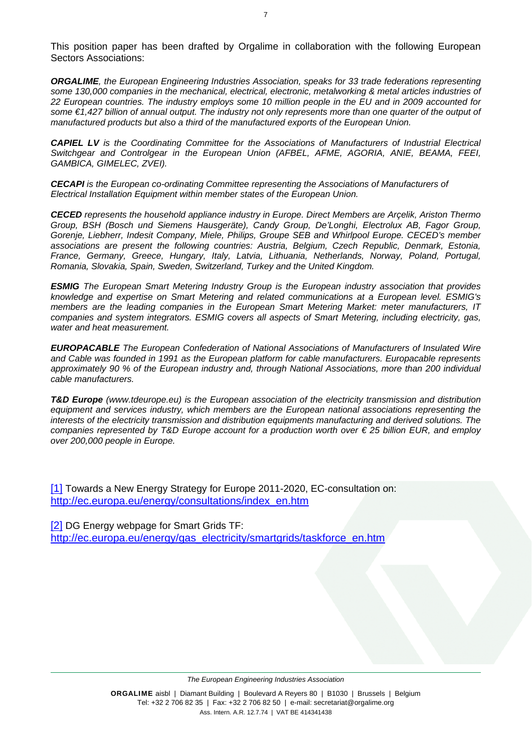This position paper has been drafted by Orgalime in collaboration with the following European Sectors Associations:

***ORGALIME**, the European Engineering Industries Association, speaks for 33 trade federations representing some 130,000 companies in the mechanical, electrical, electronic, metalworking & metal articles industries of 22 European countries. The industry employs some 10 million people in the EU and in 2009 accounted for some €1,427 billion of annual output. The industry not only represents more than one quarter of the output of manufactured products but also a third of the manufactured exports of the European Union.*

***CAPIEL LV** is the Coordinating Committee for the Associations of Manufacturers of Industrial Electrical Switchgear and Controlgear in the European Union (AFBEL, AFME, AGORIA, ANIE, BEAMA, FEEI, GAMBICA, GIMELEC, ZVEI).*

***CECAPI** is the European co-ordinating Committee representing the Associations of Manufacturers of Electrical Installation Equipment within member states of the European Union.*

***CECED** represents the household appliance industry in Europe. Direct Members are Arçelik, Ariston Thermo Group, BSH (Bosch und Siemens Hausgeräte), Candy Group, De'Longhi, Electrolux AB, Fagor Group, Gorenje, Liebherr, Indesit Company, Miele, Philips, Groupe SEB and Whirlpool Europe. CECED's member associations are present the following countries: Austria, Belgium, Czech Republic, Denmark, Estonia, France, Germany, Greece, Hungary, Italy, Latvia, Lithuania, Netherlands, Norway, Poland, Portugal, Romania, Slovakia, Spain, Sweden, Switzerland, Turkey and the United Kingdom.*

***ESMIG** The European Smart Metering Industry Group is the European industry association that provides knowledge and expertise on Smart Metering and related communications at a European level. ESMIG's members are the leading companies in the European Smart Metering Market: meter manufacturers, IT companies and system integrators. ESMIG covers all aspects of Smart Metering, including electricity, gas, water and heat measurement.*

***EUROPACABLE** The European Confederation of National Associations of Manufacturers of Insulated Wire and Cable was founded in 1991 as the European platform for cable manufacturers. Europacable represents approximately 90 % of the European industry and, through National Associations, more than 200 individual cable manufacturers.*

***T&D Europe** (www.tdeurope.eu) is the European association of the electricity transmission and distribution equipment and services industry, which members are the European national associations representing the interests of the electricity transmission and distribution equipments manufacturing and derived solutions. The companies represented by T&D Europe account for a production worth over € 25 billion EUR, and employ over 200,000 people in Europe.*

[1] Towards a New Energy Strategy for Europe 2011-2020, EC-consultation on: http://ec.europa.eu/energy/consultations/index_en.htm

[2] DG Energy webpage for Smart Grids TF: http://ec.europa.eu/energy/gas_electricity/smartgrids/taskforce_en.htm